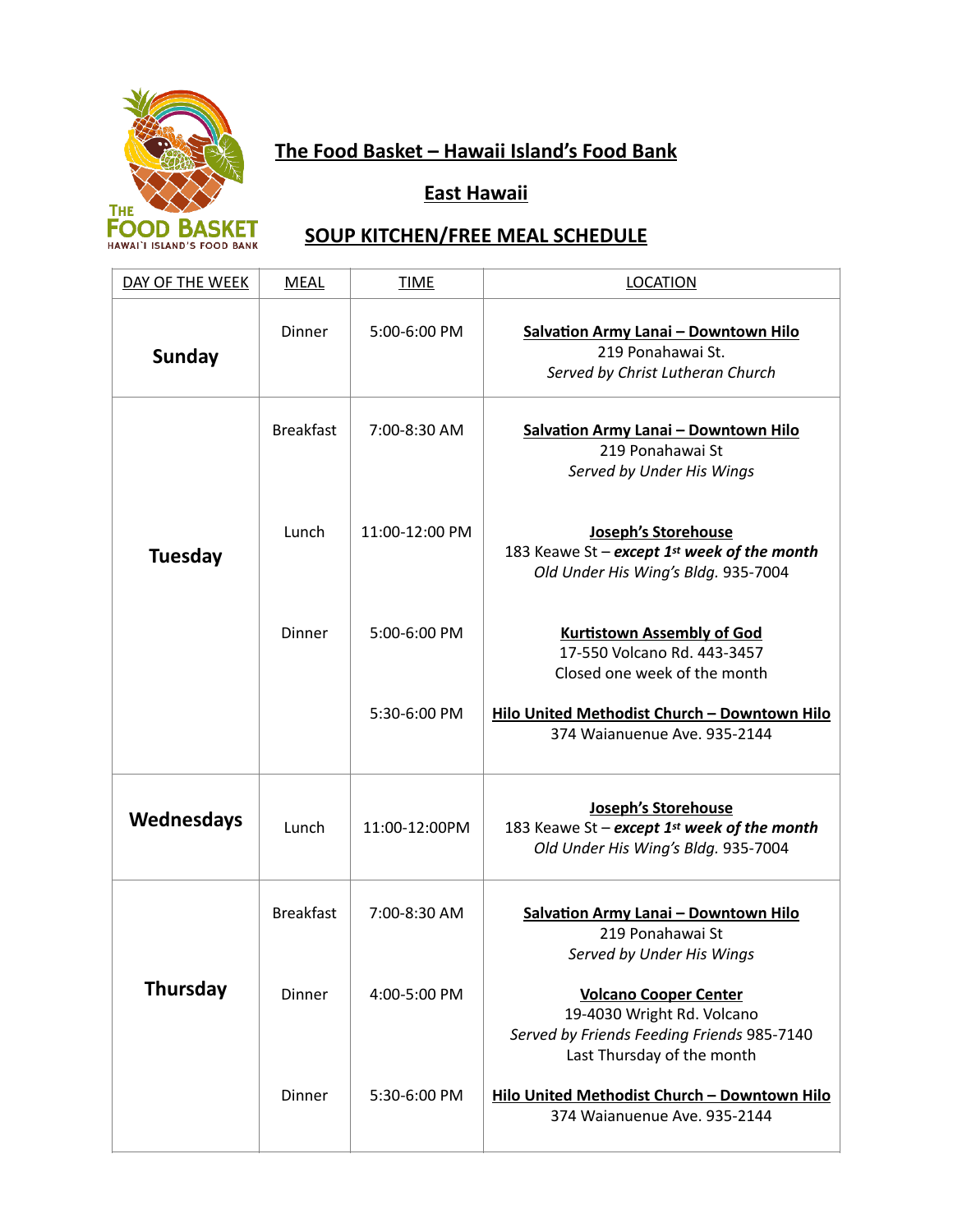# The Food Basket – Hawaii Island's Food Bank

## East Hawaii

## SOUP KITCHEN/FREE MEAL SCHEDULE

| DAY OF THE WEEK | MEAL | TIME | LOCATION |
|---|---|---|---|
| **Sunday** | Dinner | 5:00-6:00 PM | **Salvation Army Lanai – Downtown Hilo**<br>219 Ponahawai St.<br>*Served by Christ Lutheran Church* |
| **Tuesday** | Breakfast | 7:00-8:30 AM | **Salvation Army Lanai – Downtown Hilo**<br>219 Ponahawai St<br>*Served by Under His Wings* |
| | Lunch | 11:00-12:00 PM | **Joseph's Storehouse**<br>183 Keawe St – ***except 1st week of the month***<br>*Old Under His Wing's Bldg.* 935-7004 |
| | Dinner | 5:00-6:00 PM | **Kurtistown Assembly of God**<br>17-550 Volcano Rd. 443-3457<br>Closed one week of the month |
| | | 5:30-6:00 PM | **Hilo United Methodist Church – Downtown Hilo**<br>374 Waianuenue Ave. 935-2144 |
| **Wednesdays** | Lunch | 11:00-12:00PM | **Joseph's Storehouse**<br>183 Keawe St – ***except 1st week of the month***<br>*Old Under His Wing's Bldg.* 935-7004 |
| **Thursday** | Breakfast | 7:00-8:30 AM | **Salvation Army Lanai – Downtown Hilo**<br>219 Ponahawai St<br>*Served by Under His Wings* |
| | Dinner | 4:00-5:00 PM | **Volcano Cooper Center**<br>19-4030 Wright Rd. Volcano<br>*Served by Friends Feeding Friends* 985-7140<br>Last Thursday of the month |
| | Dinner | 5:30-6:00 PM | **Hilo United Methodist Church – Downtown Hilo**<br>374 Waianuenue Ave. 935-2144 |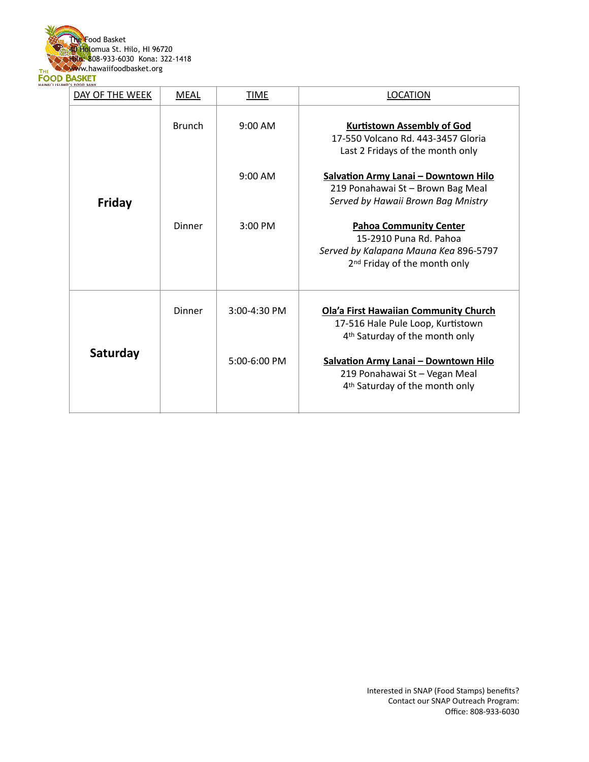The Food Basket
40 Holomua St. Hilo, HI 96720
Hilo: 808-933-6030 Kona: 322-1418
www.hawaiifoodbasket.org

| DAY OF THE WEEK | MEAL | TIME | LOCATION |
|---|---|---|---|
| **Friday** | Brunch | 9:00 AM | **Kurtistown Assembly of God**<br>17-550 Volcano Rd. 443-3457 Gloria<br>Last 2 Fridays of the month only |
| | | 9:00 AM | **Salvation Army Lanai – Downtown Hilo**<br>219 Ponahawai St – Brown Bag Meal<br>*Served by Hawaii Brown Bag Mnistry* |
| | Dinner | 3:00 PM | **Pahoa Community Center**<br>15-2910 Puna Rd. Pahoa<br>*Served by Kalapana Mauna Kea* 896-5797<br>2nd Friday of the month only |
| **Saturday** | Dinner | 3:00-4:30 PM | **Ola'a First Hawaiian Community Church**<br>17-516 Hale Pule Loop, Kurtistown<br>4th Saturday of the month only |
| | | 5:00-6:00 PM | **Salvation Army Lanai – Downtown Hilo**<br>219 Ponahawai St – Vegan Meal<br>4th Saturday of the month only |

Interested in SNAP (Food Stamps) benefits?
Contact our SNAP Outreach Program:
Office: 808-933-6030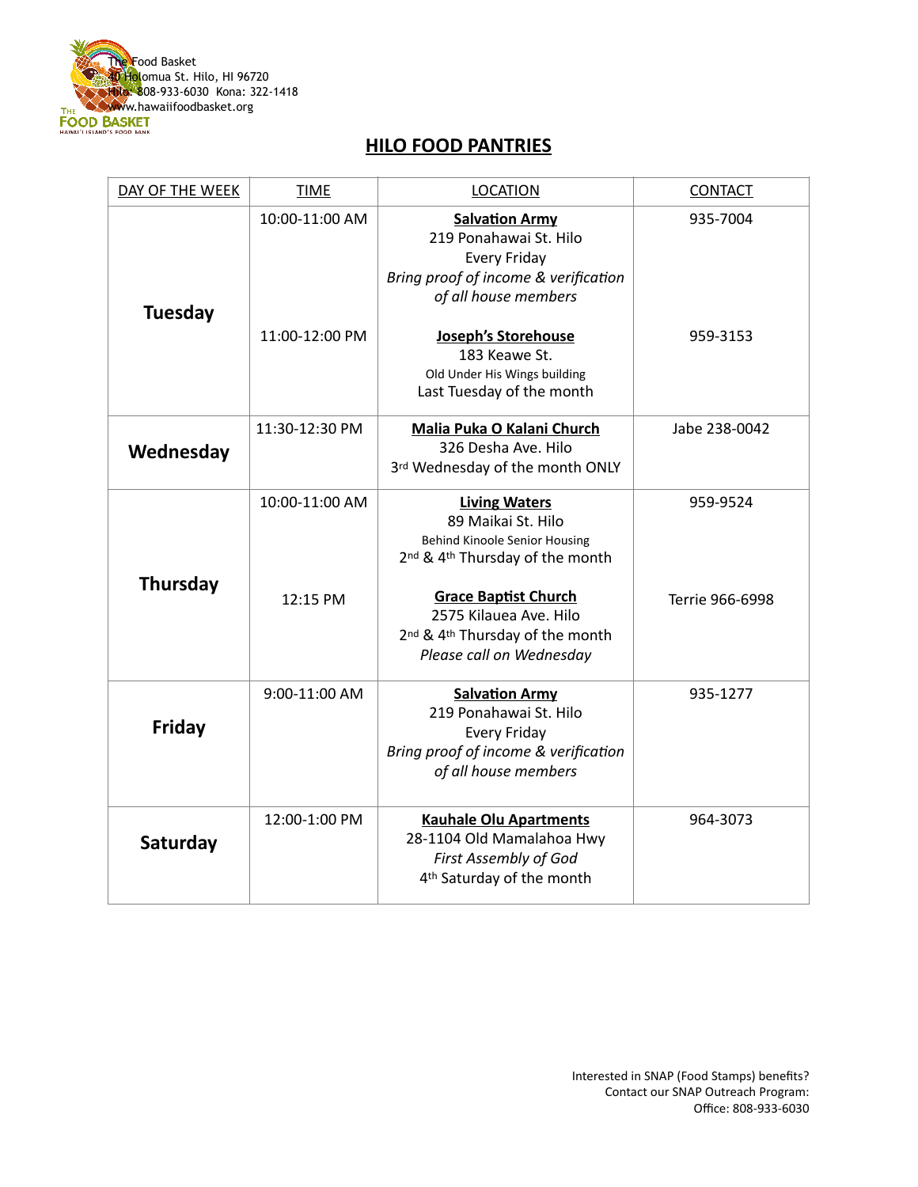The Food Basket
40 Holomua St. Hilo, HI 96720
Hilo: 808-933-6030 Kona: 322-1418
www.hawaiifoodbasket.org

# HILO FOOD PANTRIES

| DAY OF THE WEEK | TIME | LOCATION | CONTACT |
|---|---|---|---|
| **Tuesday** | 10:00-11:00 AM | **Salvation Army**<br>219 Ponahawai St. Hilo<br>Every Friday<br>*Bring proof of income & verification of all house members* | 935-7004 |
| | 11:00-12:00 PM | **Joseph's Storehouse**<br>183 Keawe St.<br>Old Under His Wings building<br>Last Tuesday of the month | 959-3153 |
| **Wednesday** | 11:30-12:30 PM | **Malia Puka O Kalani Church**<br>326 Desha Ave. Hilo<br>3rd Wednesday of the month ONLY | Jabe 238-0042 |
| **Thursday** | 10:00-11:00 AM | **Living Waters**<br>89 Maikai St. Hilo<br>Behind Kinoole Senior Housing<br>2nd & 4th Thursday of the month | 959-9524 |
| | 12:15 PM | **Grace Baptist Church**<br>2575 Kilauea Ave. Hilo<br>2nd & 4th Thursday of the month<br>*Please call on Wednesday* | Terrie 966-6998 |
| **Friday** | 9:00-11:00 AM | **Salvation Army**<br>219 Ponahawai St. Hilo<br>Every Friday<br>*Bring proof of income & verification of all house members* | 935-1277 |
| **Saturday** | 12:00-1:00 PM | **Kauhale Olu Apartments**<br>28-1104 Old Mamalahoa Hwy<br>*First Assembly of God*<br>4th Saturday of the month | 964-3073 |

Interested in SNAP (Food Stamps) benefits?
Contact our SNAP Outreach Program:
Office: 808-933-6030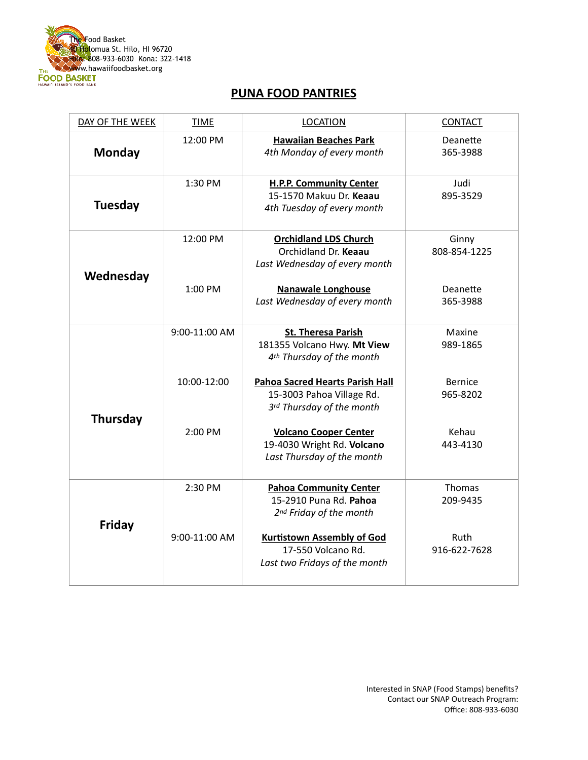The Food Basket
40 Holomua St. Hilo, HI 96720
Hilo: 808-933-6030 Kona: 322-1418
www.hawaiifoodbasket.org

# PUNA FOOD PANTRIES

| DAY OF THE WEEK | TIME | LOCATION | CONTACT |
|---|---|---|---|
| **Monday** | 12:00 PM | **Hawaiian Beaches Park**<br>*4th Monday of every month* | Deanette<br>365-3988 |
| **Tuesday** | 1:30 PM | **H.P.P. Community Center**<br>15-1570 Makuu Dr. **Keaau**<br>*4th Tuesday of every month* | Judi<br>895-3529 |
| **Wednesday** | 12:00 PM | **Orchidland LDS Church**<br>Orchidland Dr. **Keaau**<br>*Last Wednesday of every month* | Ginny<br>808-854-1225 |
| | 1:00 PM | **Nanawale Longhouse**<br>*Last Wednesday of every month* | Deanette<br>365-3988 |
| **Thursday** | 9:00-11:00 AM | **St. Theresa Parish**<br>181355 Volcano Hwy. **Mt View**<br>*4th Thursday of the month* | Maxine<br>989-1865 |
| | 10:00-12:00 | **Pahoa Sacred Hearts Parish Hall**<br>15-3003 Pahoa Village Rd.<br>*3rd Thursday of the month* | Bernice<br>965-8202 |
| | 2:00 PM | **Volcano Cooper Center**<br>19-4030 Wright Rd. **Volcano**<br>*Last Thursday of the month* | Kehau<br>443-4130 |
| **Friday** | 2:30 PM | **Pahoa Community Center**<br>15-2910 Puna Rd. **Pahoa**<br>*2nd Friday of the month* | Thomas<br>209-9435 |
| | 9:00-11:00 AM | **Kurtistown Assembly of God**<br>17-550 Volcano Rd.<br>*Last two Fridays of the month* | Ruth<br>916-622-7628 |

Interested in SNAP (Food Stamps) benefits?
Contact our SNAP Outreach Program:
Office: 808-933-6030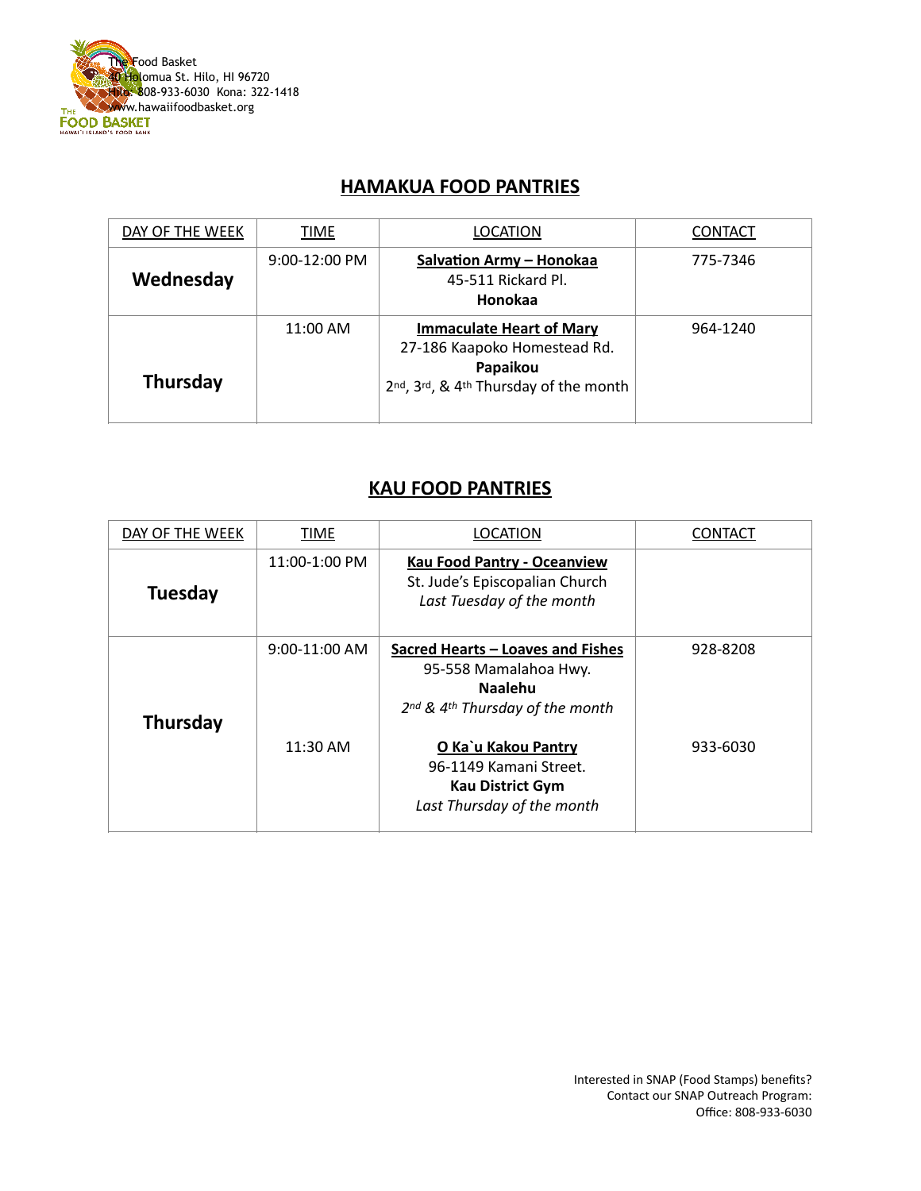The Food Basket
40 Holomua St. Hilo, HI 96720
Hilo: 808-933-6030 Kona: 322-1418
www.hawaiifoodbasket.org

## HAMAKUA FOOD PANTRIES

| DAY OF THE WEEK | TIME | LOCATION | CONTACT |
|---|---|---|---|
| **Wednesday** | 9:00-12:00 PM | **Salvation Army – Honokaa**<br>45-511 Rickard Pl.<br>**Honokaa** | 775-7346 |
| **Thursday** | 11:00 AM | **Immaculate Heart of Mary**<br>27-186 Kaapoko Homestead Rd.<br>**Papaikou**<br>2nd, 3rd, & 4th Thursday of the month | 964-1240 |

## KAU FOOD PANTRIES

| DAY OF THE WEEK | TIME | LOCATION | CONTACT |
|---|---|---|---|
| **Tuesday** | 11:00-1:00 PM | **Kau Food Pantry - Oceanview**<br>St. Jude's Episcopalian Church<br>*Last Tuesday of the month* | |
| **Thursday** | 9:00-11:00 AM | **Sacred Hearts – Loaves and Fishes**<br>95-558 Mamalahoa Hwy.<br>**Naalehu**<br>*2nd & 4th Thursday of the month* | 928-8208 |
| | 11:30 AM | **O Ka`u Kakou Pantry**<br>96-1149 Kamani Street.<br>**Kau District Gym**<br>*Last Thursday of the month* | 933-6030 |

Interested in SNAP (Food Stamps) benefits?
Contact our SNAP Outreach Program:
Office: 808-933-6030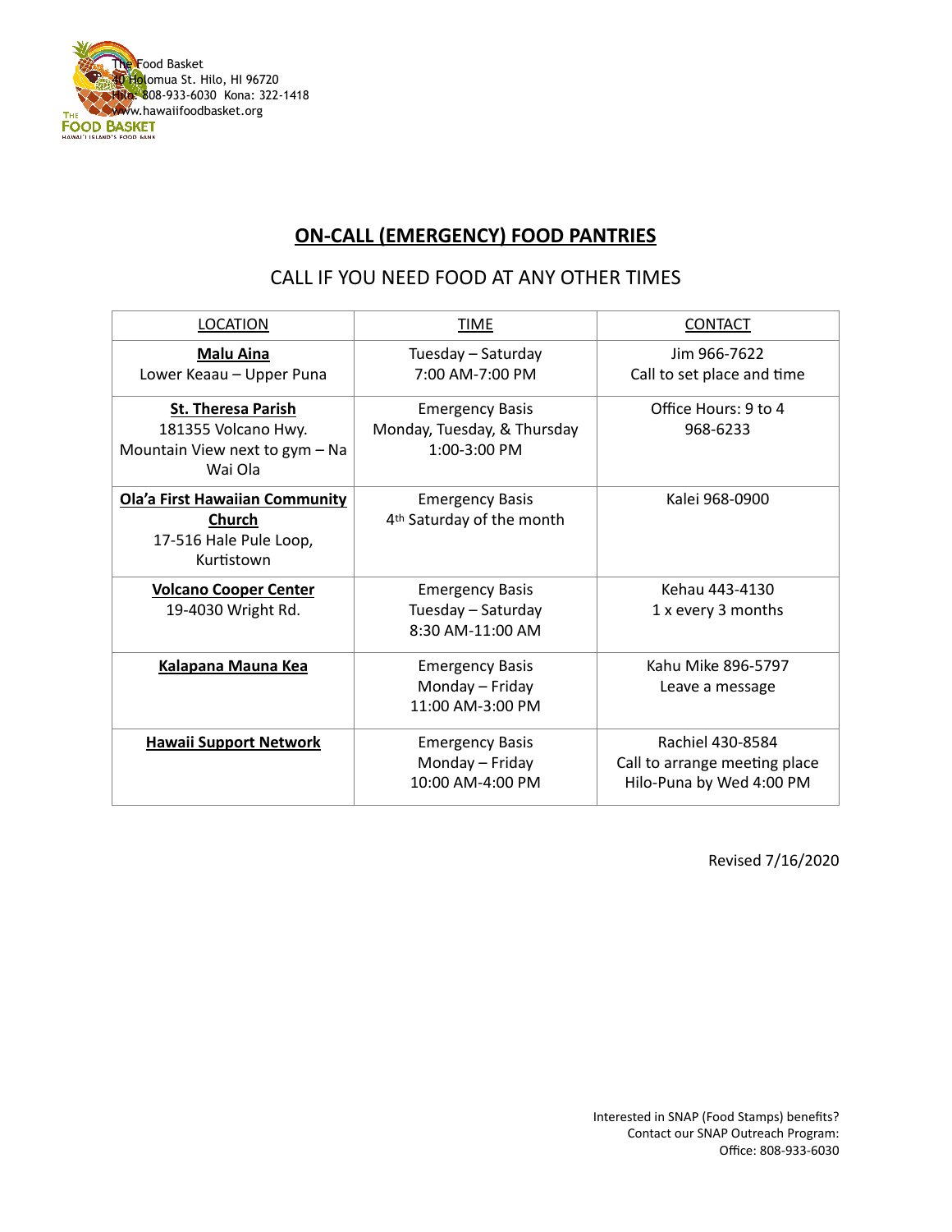The Food Basket
40 Holomua St. Hilo, HI 96720
Hilo: 808-933-6030 Kona: 322-1418
www.hawaiifoodbasket.org

# ON-CALL (EMERGENCY) FOOD PANTRIES

## CALL IF YOU NEED FOOD AT ANY OTHER TIMES

| LOCATION | TIME | CONTACT |
|---|---|---|
| **Malu Aina**<br>Lower Keaau – Upper Puna | Tuesday – Saturday<br>7:00 AM-7:00 PM | Jim 966-7622<br>Call to set place and time |
| **St. Theresa Parish**<br>181355 Volcano Hwy.<br>Mountain View next to gym – Na Wai Ola | Emergency Basis<br>Monday, Tuesday, & Thursday<br>1:00-3:00 PM | Office Hours: 9 to 4<br>968-6233 |
| **Ola'a First Hawaiian Community Church**<br>17-516 Hale Pule Loop, Kurtistown | Emergency Basis<br>4th Saturday of the month | Kalei 968-0900 |
| **Volcano Cooper Center**<br>19-4030 Wright Rd. | Emergency Basis<br>Tuesday – Saturday<br>8:30 AM-11:00 AM | Kehau 443-4130<br>1 x every 3 months |
| **Kalapana Mauna Kea** | Emergency Basis<br>Monday – Friday<br>11:00 AM-3:00 PM | Kahu Mike 896-5797<br>Leave a message |
| **Hawaii Support Network** | Emergency Basis<br>Monday – Friday<br>10:00 AM-4:00 PM | Rachiel 430-8584<br>Call to arrange meeting place<br>Hilo-Puna by Wed 4:00 PM |

Revised 7/16/2020

Interested in SNAP (Food Stamps) benefits?
Contact our SNAP Outreach Program:
Office: 808-933-6030